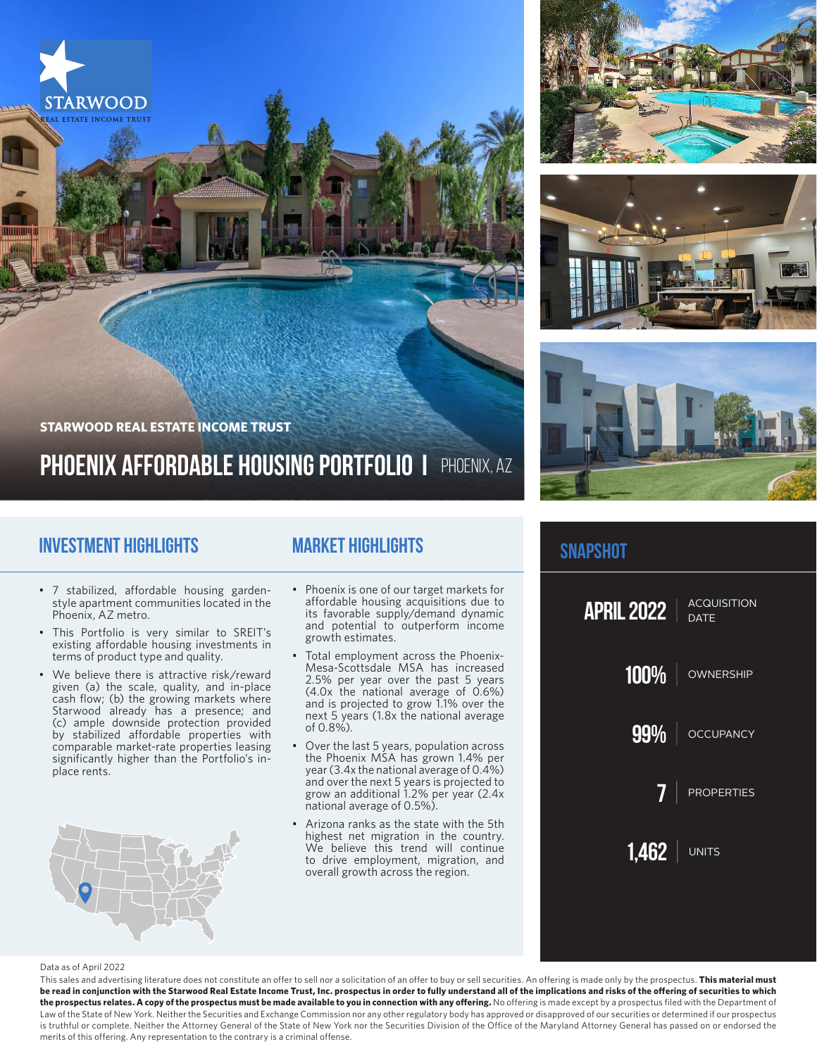STARWOOD REAL ESTATE INCOME TRUST

# PHOENIX AFFORDABLE HOUSING PORTFOLIO | PHOENIX, AZ

## INVESTMENT HIGHLIGHTS

- 7 stabilized, affordable housing garden-style apartment communities located in the Phoenix, AZ metro.
- This Portfolio is very similar to SREIT's existing affordable housing investments in terms of product type and quality.
- We believe there is attractive risk/reward given (a) the scale, quality, and in-place cash flow; (b) the growing markets where Starwood already has a presence; and (c) ample downside protection provided by stabilized affordable properties with comparable market-rate properties leasing significantly higher than the Portfolio's in-place rents.

## MARKET HIGHLIGHTS

- Phoenix is one of our target markets for affordable housing acquisitions due to its favorable supply/demand dynamic and potential to outperform income growth estimates.
- Total employment across the Phoenix-Mesa-Scottsdale MSA has increased 2.5% per year over the past 5 years (4.0x the national average of 0.6%) and is projected to grow 1.1% over the next 5 years (1.8x the national average of 0.8%).
- Over the last 5 years, population across the Phoenix MSA has grown 1.4% per year (3.4x the national average of 0.4%) and over the next 5 years is projected to grow an additional 1.2% per year (2.4x national average of 0.5%).
- Arizona ranks as the state with the 5th highest net migration in the country. We believe this trend will continue to drive employment, migration, and overall growth across the region.

## SNAPSHOT

| | |
|---|---|
| APRIL 2022 | ACQUISITION DATE |
| 100% | OWNERSHIP |
| 99% | OCCUPANCY |
| 7 | PROPERTIES |
| 1,462 | UNITS |

Data as of April 2022

This sales and advertising literature does not constitute an offer to sell nor a solicitation of an offer to buy or sell securities. An offering is made only by the prospectus. **This material must be read in conjunction with the Starwood Real Estate Income Trust, Inc. prospectus in order to fully understand all of the implications and risks of the offering of securities to which the prospectus relates. A copy of the prospectus must be made available to you in connection with any offering.** No offering is made except by a prospectus filed with the Department of Law of the State of New York. Neither the Securities and Exchange Commission nor any other regulatory body has approved or disapproved of our securities or determined if our prospectus is truthful or complete. Neither the Attorney General of the State of New York nor the Securities Division of the Office of the Maryland Attorney General has passed on or endorsed the merits of this offering. Any representation to the contrary is a criminal offense.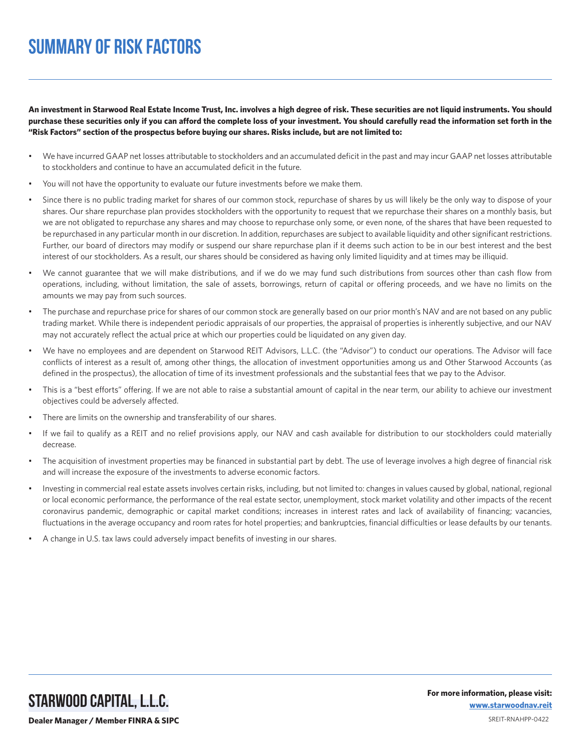# SUMMARY OF RISK FACTORS

**An investment in Starwood Real Estate Income Trust, Inc. involves a high degree of risk. These securities are not liquid instruments. You should purchase these securities only if you can afford the complete loss of your investment. You should carefully read the information set forth in the "Risk Factors" section of the prospectus before buying our shares. Risks include, but are not limited to:**

- We have incurred GAAP net losses attributable to stockholders and an accumulated deficit in the past and may incur GAAP net losses attributable to stockholders and continue to have an accumulated deficit in the future.
- You will not have the opportunity to evaluate our future investments before we make them.
- Since there is no public trading market for shares of our common stock, repurchase of shares by us will likely be the only way to dispose of your shares. Our share repurchase plan provides stockholders with the opportunity to request that we repurchase their shares on a monthly basis, but we are not obligated to repurchase any shares and may choose to repurchase only some, or even none, of the shares that have been requested to be repurchased in any particular month in our discretion. In addition, repurchases are subject to available liquidity and other significant restrictions. Further, our board of directors may modify or suspend our share repurchase plan if it deems such action to be in our best interest and the best interest of our stockholders. As a result, our shares should be considered as having only limited liquidity and at times may be illiquid.
- We cannot guarantee that we will make distributions, and if we do we may fund such distributions from sources other than cash flow from operations, including, without limitation, the sale of assets, borrowings, return of capital or offering proceeds, and we have no limits on the amounts we may pay from such sources.
- The purchase and repurchase price for shares of our common stock are generally based on our prior month's NAV and are not based on any public trading market. While there is independent periodic appraisals of our properties, the appraisal of properties is inherently subjective, and our NAV may not accurately reflect the actual price at which our properties could be liquidated on any given day.
- We have no employees and are dependent on Starwood REIT Advisors, L.L.C. (the "Advisor") to conduct our operations. The Advisor will face conflicts of interest as a result of, among other things, the allocation of investment opportunities among us and Other Starwood Accounts (as defined in the prospectus), the allocation of time of its investment professionals and the substantial fees that we pay to the Advisor.
- This is a "best efforts" offering. If we are not able to raise a substantial amount of capital in the near term, our ability to achieve our investment objectives could be adversely affected.
- There are limits on the ownership and transferability of our shares.
- If we fail to qualify as a REIT and no relief provisions apply, our NAV and cash available for distribution to our stockholders could materially decrease.
- The acquisition of investment properties may be financed in substantial part by debt. The use of leverage involves a high degree of financial risk and will increase the exposure of the investments to adverse economic factors.
- Investing in commercial real estate assets involves certain risks, including, but not limited to: changes in values caused by global, national, regional or local economic performance, the performance of the real estate sector, unemployment, stock market volatility and other impacts of the recent coronavirus pandemic, demographic or capital market conditions; increases in interest rates and lack of availability of financing; vacancies, fluctuations in the average occupancy and room rates for hotel properties; and bankruptcies, financial difficulties or lease defaults by our tenants.
- A change in U.S. tax laws could adversely impact benefits of investing in our shares.

**STARWOOD CAPITAL, L.L.C.**

**Dealer Manager / Member FINRA & SIPC**

**For more information, please visit:**
**www.starwoodnav.reit**

SREIT-RNAHPP-0422